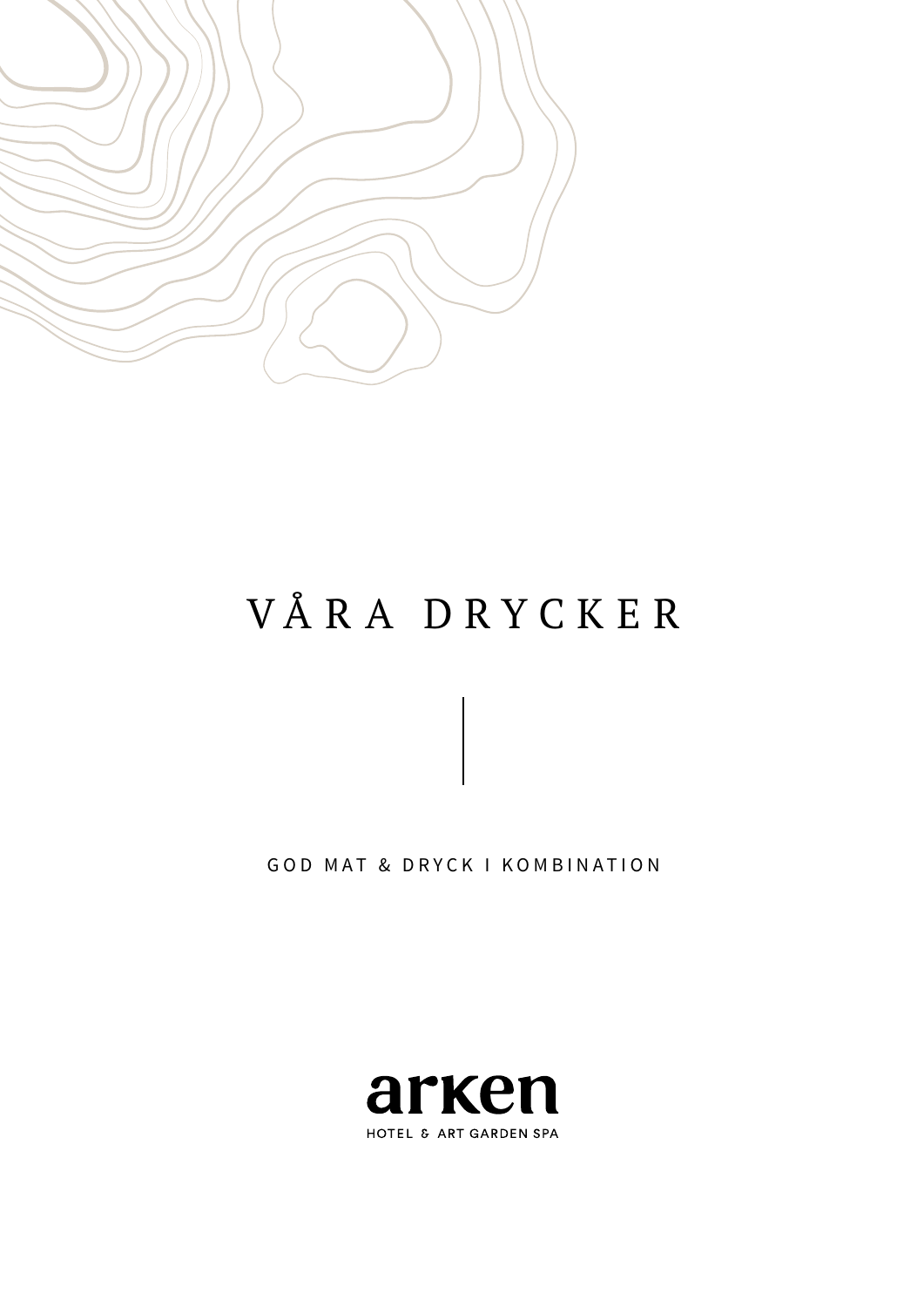# VÅRA DRYCKER

GOD MAT & DRYCK I KOMBINATION

arken

HOTEL & ART GARDEN SPA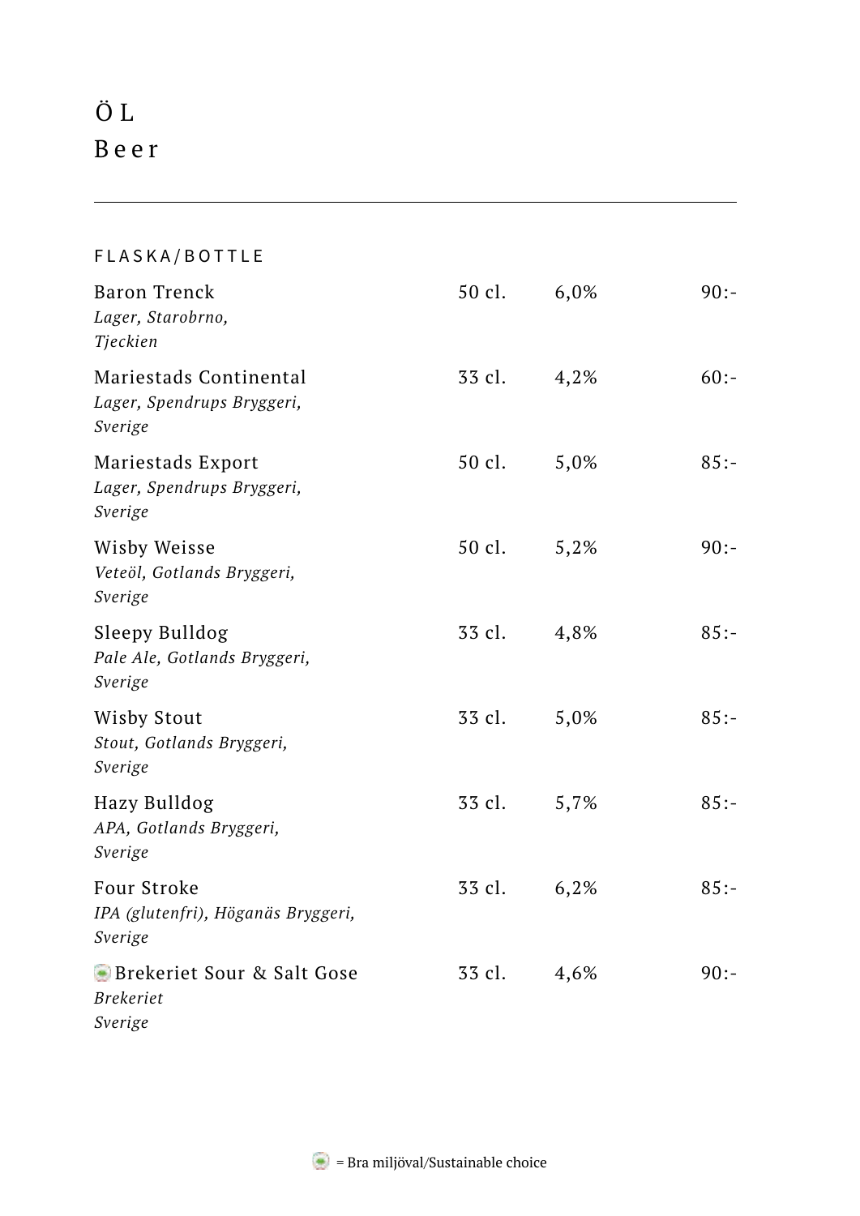# ÖL
# Beer

---

FLASKA/BOTTLE

| | | | |
|---|---|---|---|
| Baron Trenck<br>*Lager, Starobrno,*<br>*Tjeckien* | 50 cl. | 6,0% | 90:- |
| Mariestads Continental<br>*Lager, Spendrups Bryggeri,*<br>*Sverige* | 33 cl. | 4,2% | 60:- |
| Mariestads Export<br>*Lager, Spendrups Bryggeri,*<br>*Sverige* | 50 cl. | 5,0% | 85:- |
| Wisby Weisse<br>*Veteöl, Gotlands Bryggeri,*<br>*Sverige* | 50 cl. | 5,2% | 90:- |
| Sleepy Bulldog<br>*Pale Ale, Gotlands Bryggeri,*<br>*Sverige* | 33 cl. | 4,8% | 85:- |
| Wisby Stout<br>*Stout, Gotlands Bryggeri,*<br>*Sverige* | 33 cl. | 5,0% | 85:- |
| Hazy Bulldog<br>*APA, Gotlands Bryggeri,*<br>*Sverige* | 33 cl. | 5,7% | 85:- |
| Four Stroke<br>*IPA (glutenfri), Höganäs Bryggeri,*<br>*Sverige* | 33 cl. | 6,2% | 85:- |
| Brekeriet Sour & Salt Gose<br>*Brekeriet*<br>*Sverige* | 33 cl. | 4,6% | 90:- |

= Bra miljöval/Sustainable choice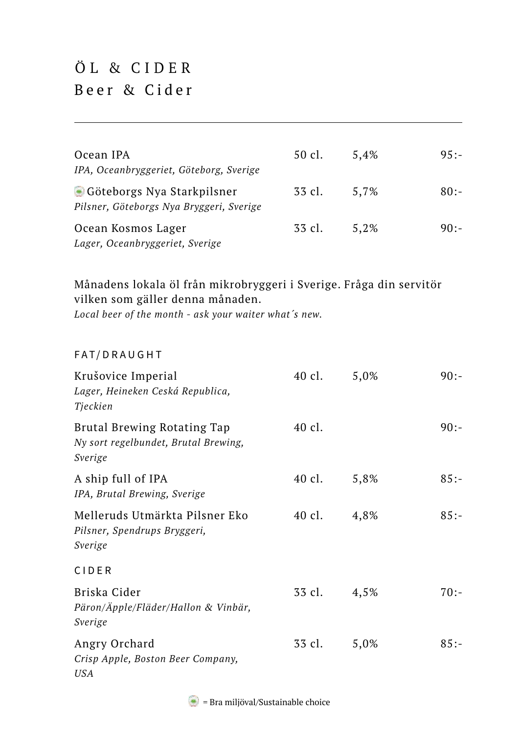# ÖL & CIDER
## Beer & Cider

---

| | | | |
|---|---|---|---|
| Ocean IPA<br>*IPA, Oceanbryggeriet, Göteborg, Sverige* | 50 cl. | 5,4% | 95:- |
| Göteborgs Nya Starkpilsner<br>*Pilsner, Göteborgs Nya Bryggeri, Sverige* | 33 cl. | 5,7% | 80:- |
| Ocean Kosmos Lager<br>*Lager, Oceanbryggeriet, Sverige* | 33 cl. | 5,2% | 90:- |

Månadens lokala öl från mikrobryggeri i Sverige. Fråga din servitör vilken som gäller denna månaden.
*Local beer of the month - ask your waiter what´s new.*

### FAT/DRAUGHT

| | | | |
|---|---|---|---|
| Krušovice Imperial<br>*Lager, Heineken Ceská Republica, Tjeckien* | 40 cl. | 5,0% | 90:- |
| Brutal Brewing Rotating Tap<br>*Ny sort regelbundet, Brutal Brewing, Sverige* | 40 cl. | | 90:- |
| A ship full of IPA<br>*IPA, Brutal Brewing, Sverige* | 40 cl. | 5,8% | 85:- |
| Melleruds Utmärkta Pilsner Eko<br>*Pilsner, Spendrups Bryggeri, Sverige* | 40 cl. | 4,8% | 85:- |

### CIDER

| | | | |
|---|---|---|---|
| Briska Cider<br>*Päron/Äpple/Fläder/Hallon & Vinbär, Sverige* | 33 cl. | 4,5% | 70:- |
| Angry Orchard<br>*Crisp Apple, Boston Beer Company, USA* | 33 cl. | 5,0% | 85:- |

= Bra miljöval/Sustainable choice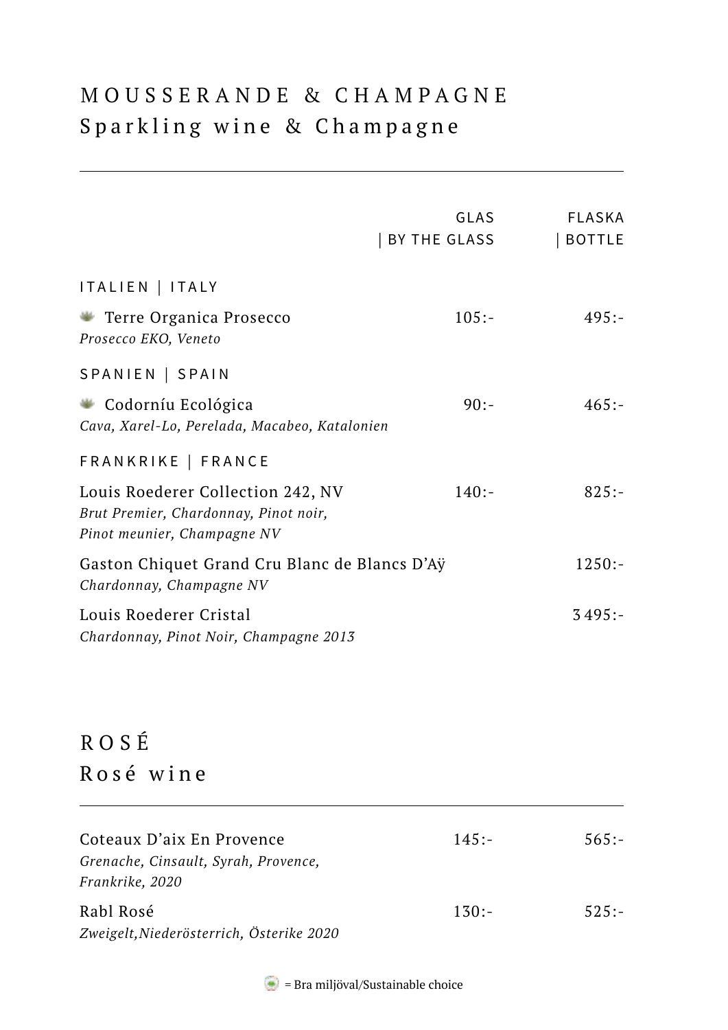# MOUSSERANDE & CHAMPAGNE
## Sparkling wine & Champagne

| | GLAS \| BY THE GLASS | FLASKA \| BOTTLE |
|---|---|---|
| **ITALIEN \| ITALY** | | |
| Terre Organica Prosecco<br>*Prosecco EKO, Veneto* | 105:- | 495:- |
| **SPANIEN \| SPAIN** | | |
| Codorníu Ecológica<br>*Cava, Xarel-Lo, Perelada, Macabeo, Katalonien* | 90:- | 465:- |
| **FRANKRIKE \| FRANCE** | | |
| Louis Roederer Collection 242, NV<br>*Brut Premier, Chardonnay, Pinot noir, Pinot meunier, Champagne NV* | 140:- | 825:- |
| Gaston Chiquet Grand Cru Blanc de Blancs D'Aÿ<br>*Chardonnay, Champagne NV* | | 1250:- |
| Louis Roederer Cristal<br>*Chardonnay, Pinot Noir, Champagne 2013* | | 3 495:- |

# ROSÉ
## Rosé wine

| | | |
|---|---|---|
| Coteaux D'aix En Provence<br>*Grenache, Cinsault, Syrah, Provence, Frankrike, 2020* | 145:- | 565:- |
| Rabl Rosé<br>*Zweigelt,Niederösterrich, Österike 2020* | 130:- | 525:- |

= Bra miljöval/Sustainable choice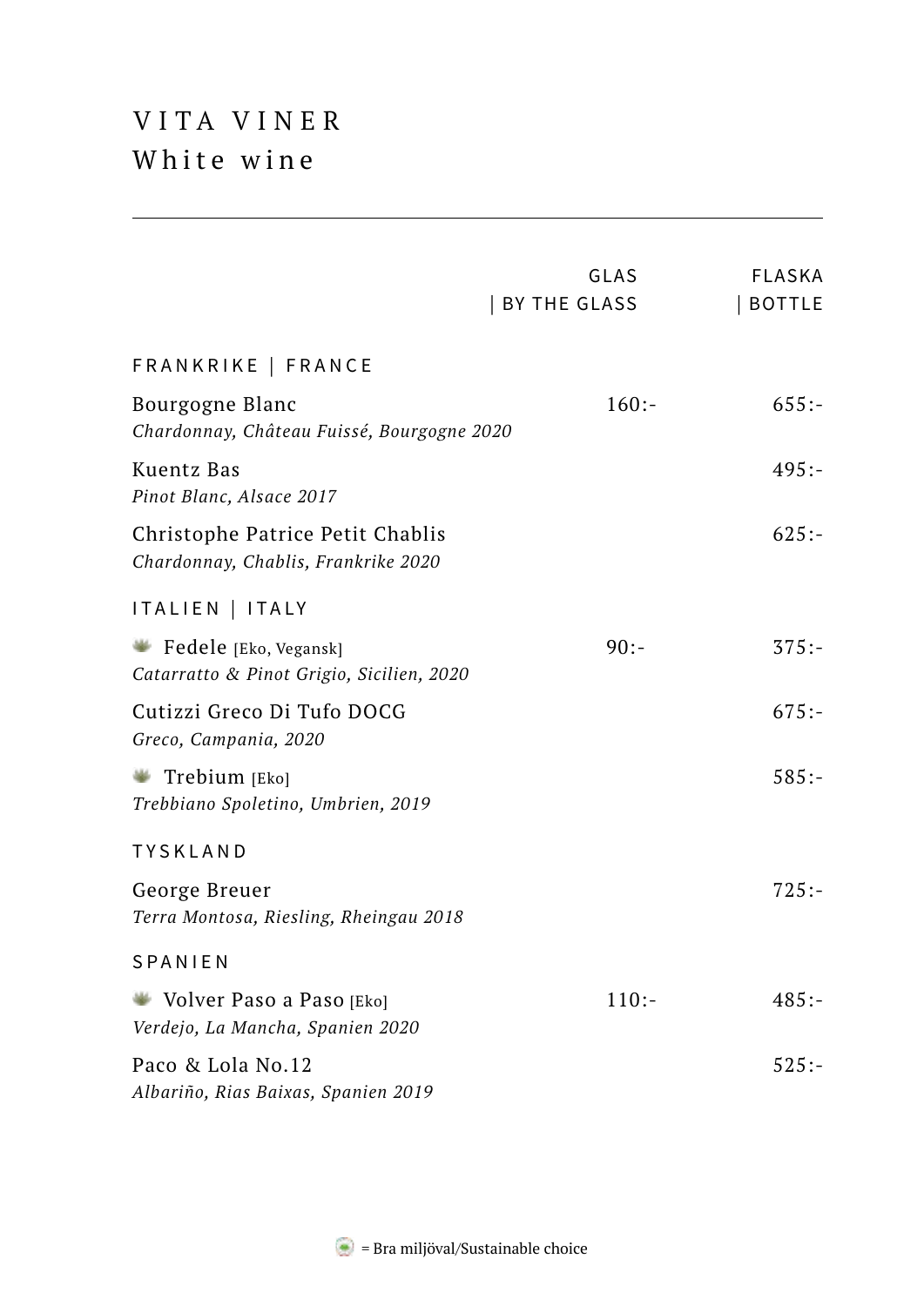# VITA VINER
# White wine

| | GLAS \| BY THE GLASS | FLASKA \| BOTTLE |
|---|---|---|
| **FRANKRIKE \| FRANCE** | | |
| Bourgogne Blanc<br>*Chardonnay, Château Fuissé, Bourgogne 2020* | 160:- | 655:- |
| Kuentz Bas<br>*Pinot Blanc, Alsace 2017* | | 495:- |
| Christophe Patrice Petit Chablis<br>*Chardonnay, Chablis, Frankrike 2020* | | 625:- |
| **ITALIEN \| ITALY** | | |
| Fedele [Eko, Vegansk]<br>*Catarratto & Pinot Grigio, Sicilien, 2020* | 90:- | 375:- |
| Cutizzi Greco Di Tufo DOCG<br>*Greco, Campania, 2020* | | 675:- |
| Trebium [Eko]<br>*Trebbiano Spoletino, Umbrien, 2019* | | 585:- |
| **TYSKLAND** | | |
| George Breuer<br>*Terra Montosa, Riesling, Rheingau 2018* | | 725:- |
| **SPANIEN** | | |
| Volver Paso a Paso [Eko]<br>*Verdejo, La Mancha, Spanien 2020* | 110:- | 485:- |
| Paco & Lola No.12<br>*Albariño, Rias Baixas, Spanien 2019* | | 525:- |

= Bra miljöval/Sustainable choice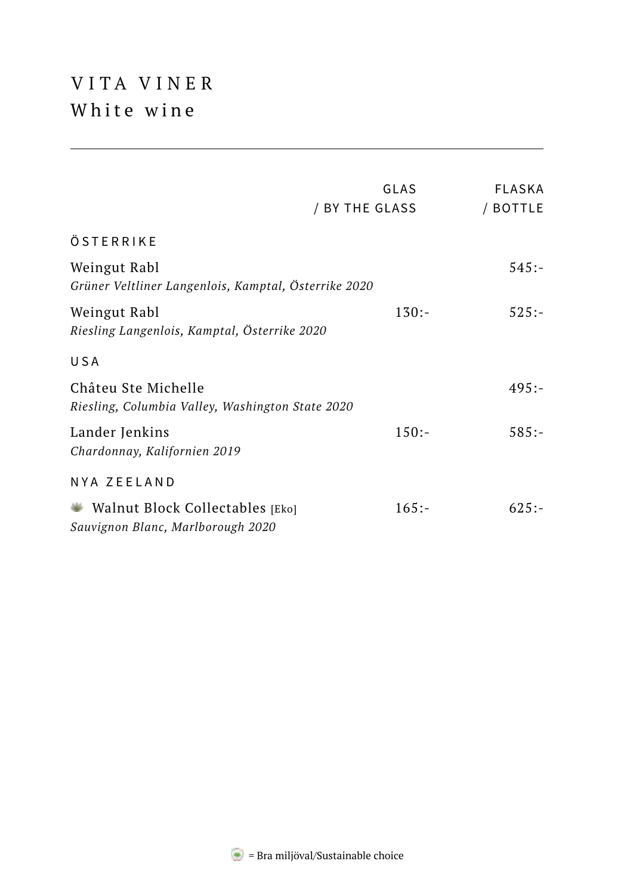# VITA VINER
# White wine

| | GLAS / BY THE GLASS | FLASKA / BOTTLE |
|---|---|---|
| **ÖSTERRIKE** | | |
| Weingut Rabl<br>*Grüner Veltliner Langenlois, Kamptal, Österrike 2020* | | 545:- |
| Weingut Rabl<br>*Riesling Langenlois, Kamptal, Österrike 2020* | 130:- | 525:- |
| **USA** | | |
| Châteu Ste Michelle<br>*Riesling, Columbia Valley, Washington State 2020* | | 495:- |
| Lander Jenkins<br>*Chardonnay, Kalifornien 2019* | 150:- | 585:- |
| **NYA ZEELAND** | | |
| Walnut Block Collectables [Eko]<br>*Sauvignon Blanc, Marlborough 2020* | 165:- | 625:- |

= Bra miljöval/Sustainable choice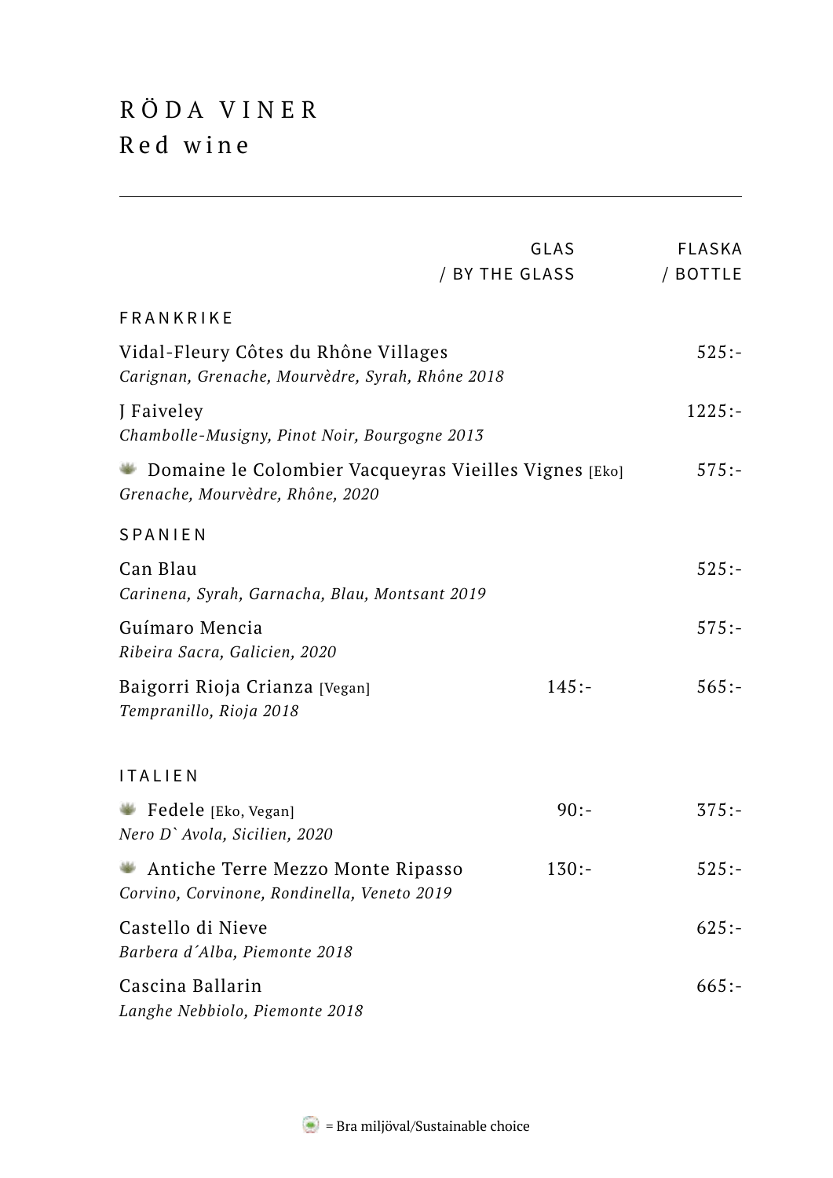# RÖDA VINER
## Red wine

| | GLAS / BY THE GLASS | FLASKA / BOTTLE |
|---|---|---|
| **FRANKRIKE** | | |
| Vidal-Fleury Côtes du Rhône Villages<br>*Carignan, Grenache, Mourvèdre, Syrah, Rhône 2018* | | 525:- |
| J Faiveley<br>*Chambolle-Musigny, Pinot Noir, Bourgogne 2013* | | 1225:- |
| Domaine le Colombier Vacqueyras Vieilles Vignes [Eko]<br>*Grenache, Mourvèdre, Rhône, 2020* | | 575:- |
| **SPANIEN** | | |
| Can Blau<br>*Carinena, Syrah, Garnacha, Blau, Montsant 2019* | | 525:- |
| Guímaro Mencia<br>*Ribeira Sacra, Galicien, 2020* | | 575:- |
| Baigorri Rioja Crianza [Vegan]<br>*Tempranillo, Rioja 2018* | 145:- | 565:- |
| **ITALIEN** | | |
| Fedele [Eko, Vegan]<br>*Nero D` Avola, Sicilien, 2020* | 90:- | 375:- |
| Antiche Terre Mezzo Monte Ripasso<br>*Corvino, Corvinone, Rondinella, Veneto 2019* | 130:- | 525:- |
| Castello di Nieve<br>*Barbera d´Alba, Piemonte 2018* | | 625:- |
| Cascina Ballarin<br>*Langhe Nebbiolo, Piemonte 2018* | | 665:- |

= Bra miljöval/Sustainable choice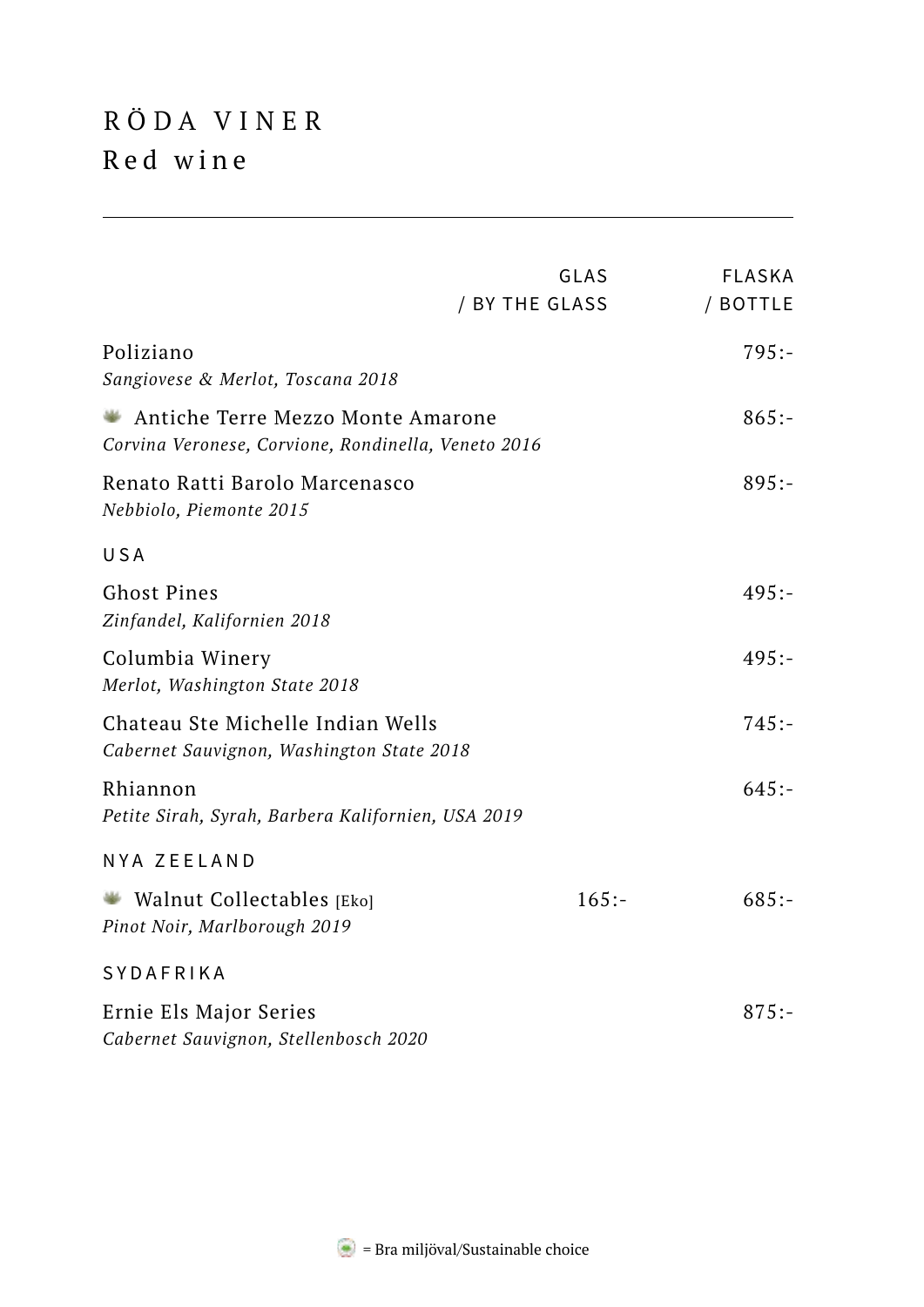# RÖDA VINER
## Red wine

---

| | GLAS / BY THE GLASS | FLASKA / BOTTLE |
|---|---|---|
| Poliziano<br>*Sangiovese & Merlot, Toscana 2018* | | 795:- |
| Antiche Terre Mezzo Monte Amarone<br>*Corvina Veronese, Corvione, Rondinella, Veneto 2016* | | 865:- |
| Renato Ratti Barolo Marcenasco<br>*Nebbiolo, Piemonte 2015* | | 895:- |
| **USA** | | |
| Ghost Pines<br>*Zinfandel, Kalifornien 2018* | | 495:- |
| Columbia Winery<br>*Merlot, Washington State 2018* | | 495:- |
| Chateau Ste Michelle Indian Wells<br>*Cabernet Sauvignon, Washington State 2018* | | 745:- |
| Rhiannon<br>*Petite Sirah, Syrah, Barbera Kalifornien, USA 2019* | | 645:- |
| **NYA ZEELAND** | | |
| Walnut Collectables [Eko]<br>*Pinot Noir, Marlborough 2019* | 165:- | 685:- |
| **SYDAFRIKA** | | |
| Ernie Els Major Series<br>*Cabernet Sauvignon, Stellenbosch 2020* | | 875:- |

= Bra miljöval/Sustainable choice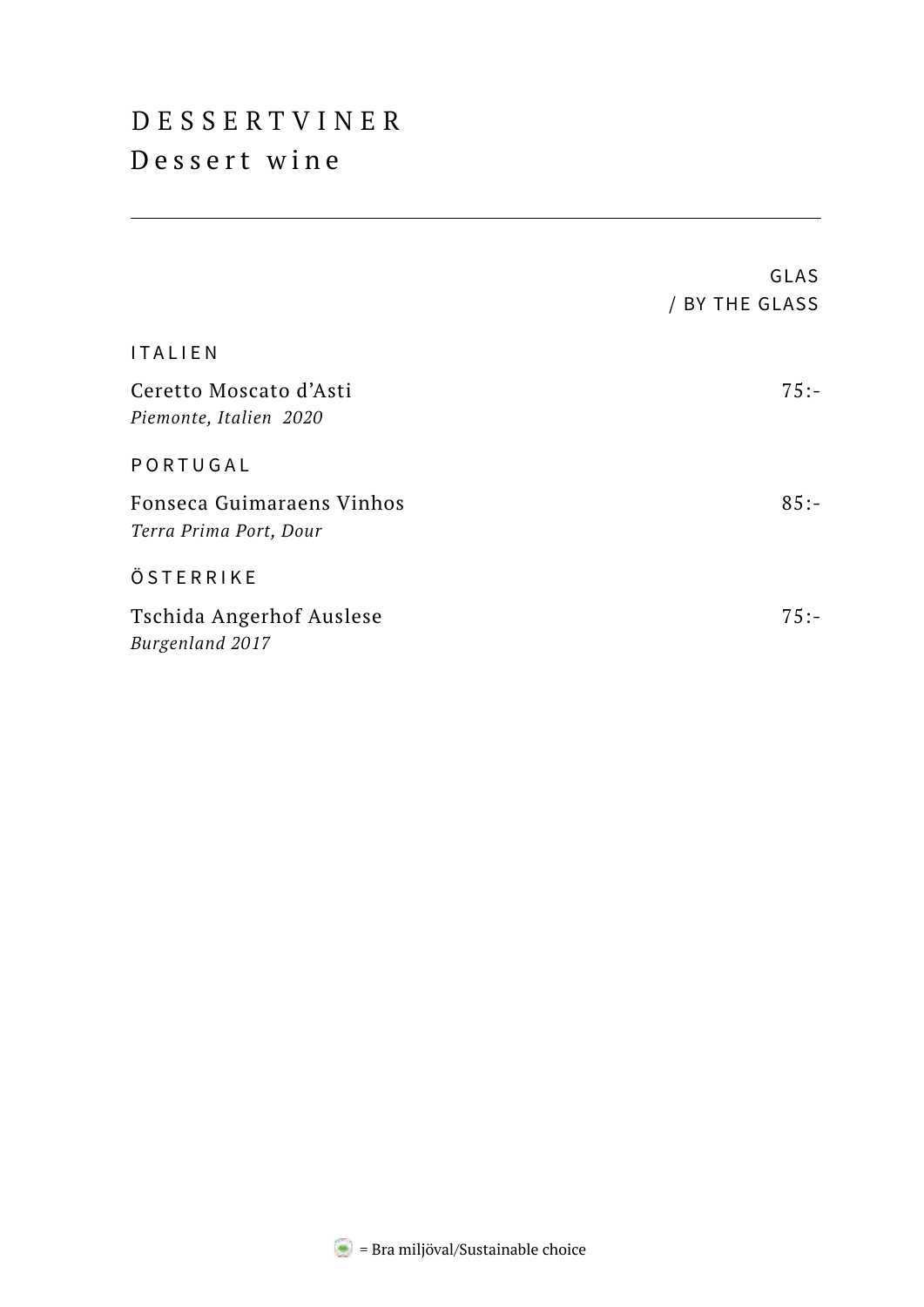# DESSERTVINER
## Dessert wine

| | GLAS / BY THE GLASS |
|---|---|
| **ITALIEN** | |
| Ceretto Moscato d'Asti<br>*Piemonte, Italien 2020* | 75:- |
| **PORTUGAL** | |
| Fonseca Guimaraens Vinhos<br>*Terra Prima Port, Dour* | 85:- |
| **ÖSTERRIKE** | |
| Tschida Angerhof Auslese<br>*Burgenland 2017* | 75:- |

= Bra miljöval/Sustainable choice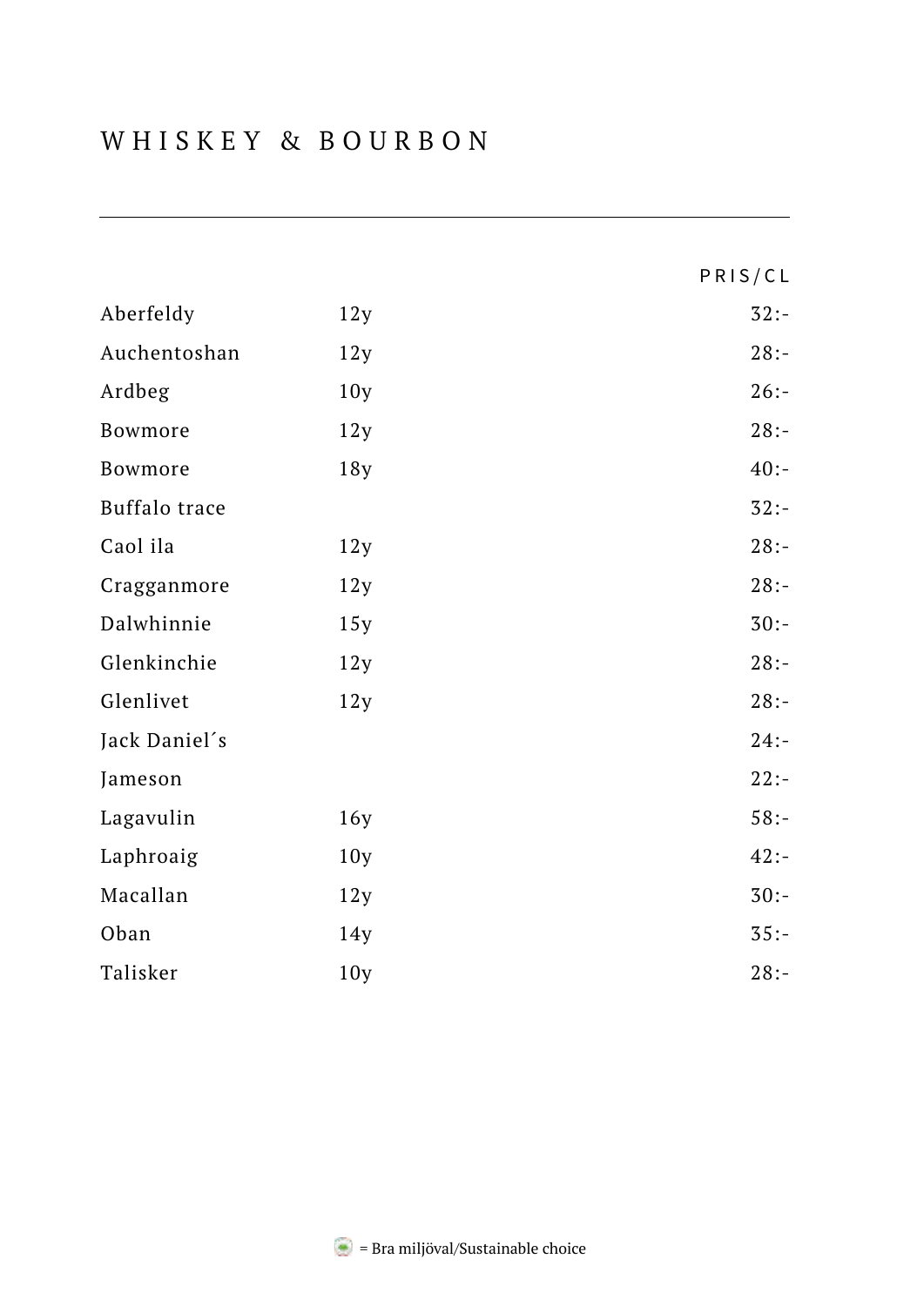# WHISKEY & BOURBON

| | | PRIS/CL |
|---|---|---|
| Aberfeldy | 12y | 32:- |
| Auchentoshan | 12y | 28:- |
| Ardbeg | 10y | 26:- |
| Bowmore | 12y | 28:- |
| Bowmore | 18y | 40:- |
| Buffalo trace | | 32:- |
| Caol ila | 12y | 28:- |
| Cragganmore | 12y | 28:- |
| Dalwhinnie | 15y | 30:- |
| Glenkinchie | 12y | 28:- |
| Glenlivet | 12y | 28:- |
| Jack Daniel´s | | 24:- |
| Jameson | | 22:- |
| Lagavulin | 16y | 58:- |
| Laphroaig | 10y | 42:- |
| Macallan | 12y | 30:- |
| Oban | 14y | 35:- |
| Talisker | 10y | 28:- |

= Bra miljöval/Sustainable choice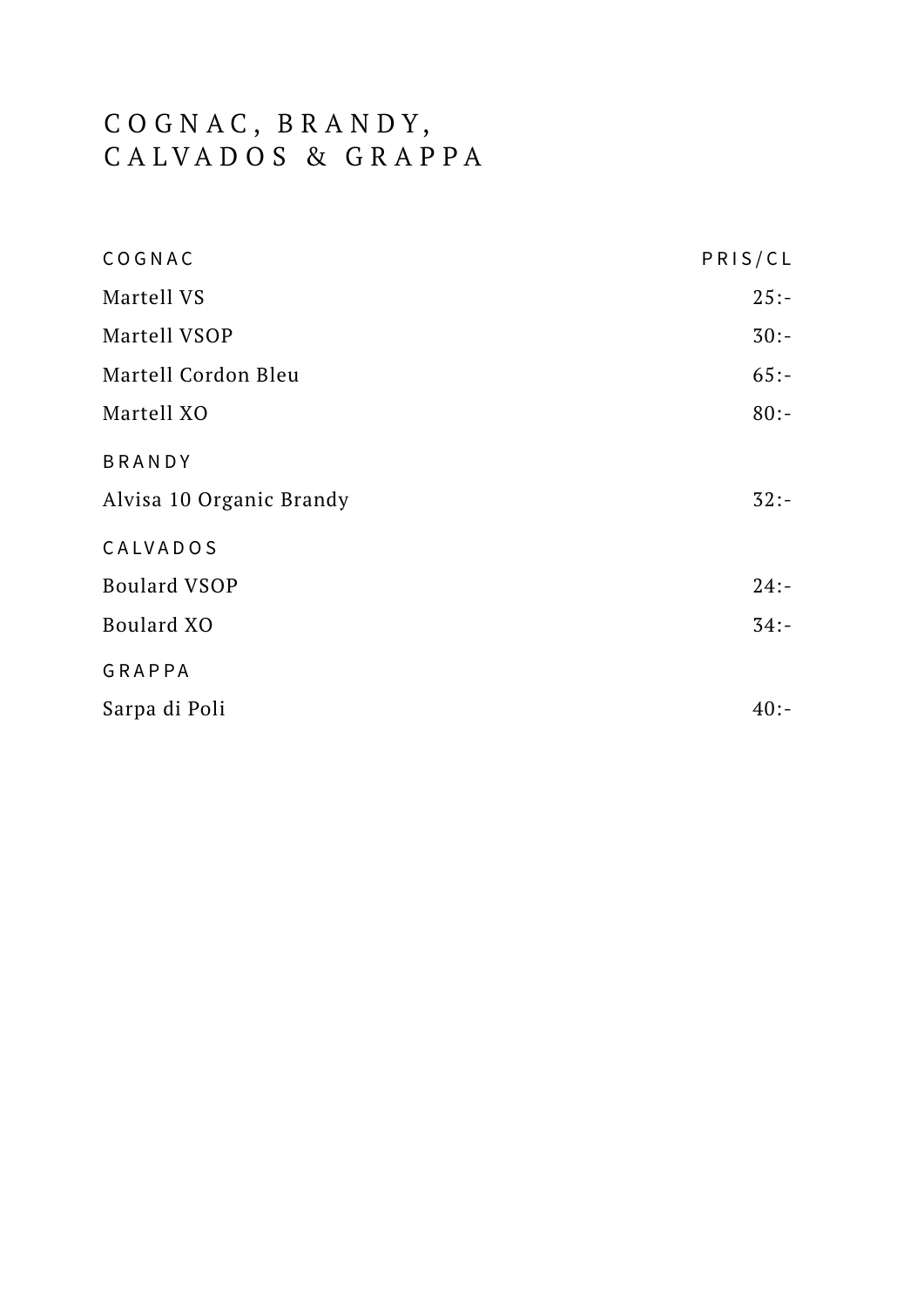# COGNAC, BRANDY, CALVADOS & GRAPPA

| COGNAC | PRIS/CL |
| --- | --- |
| Martell VS | 25:- |
| Martell VSOP | 30:- |
| Martell Cordon Bleu | 65:- |
| Martell XO | 80:- |
| BRANDY | |
| Alvisa 10 Organic Brandy | 32:- |
| CALVADOS | |
| Boulard VSOP | 24:- |
| Boulard XO | 34:- |
| GRAPPA | |
| Sarpa di Poli | 40:- |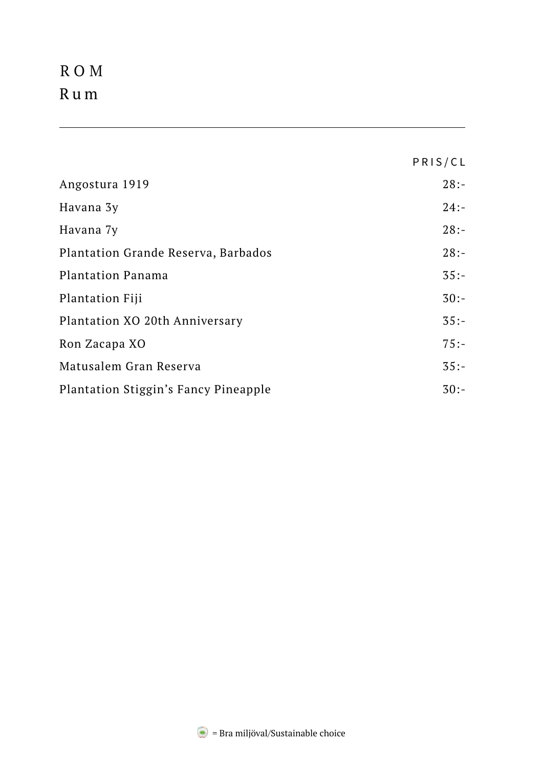# ROM
## Rum

| | PRIS/CL |
|---|---|
| Angostura 1919 | 28:- |
| Havana 3y | 24:- |
| Havana 7y | 28:- |
| Plantation Grande Reserva, Barbados | 28:- |
| Plantation Panama | 35:- |
| Plantation Fiji | 30:- |
| Plantation XO 20th Anniversary | 35:- |
| Ron Zacapa XO | 75:- |
| Matusalem Gran Reserva | 35:- |
| Plantation Stiggin's Fancy Pineapple | 30:- |

= Bra miljöval/Sustainable choice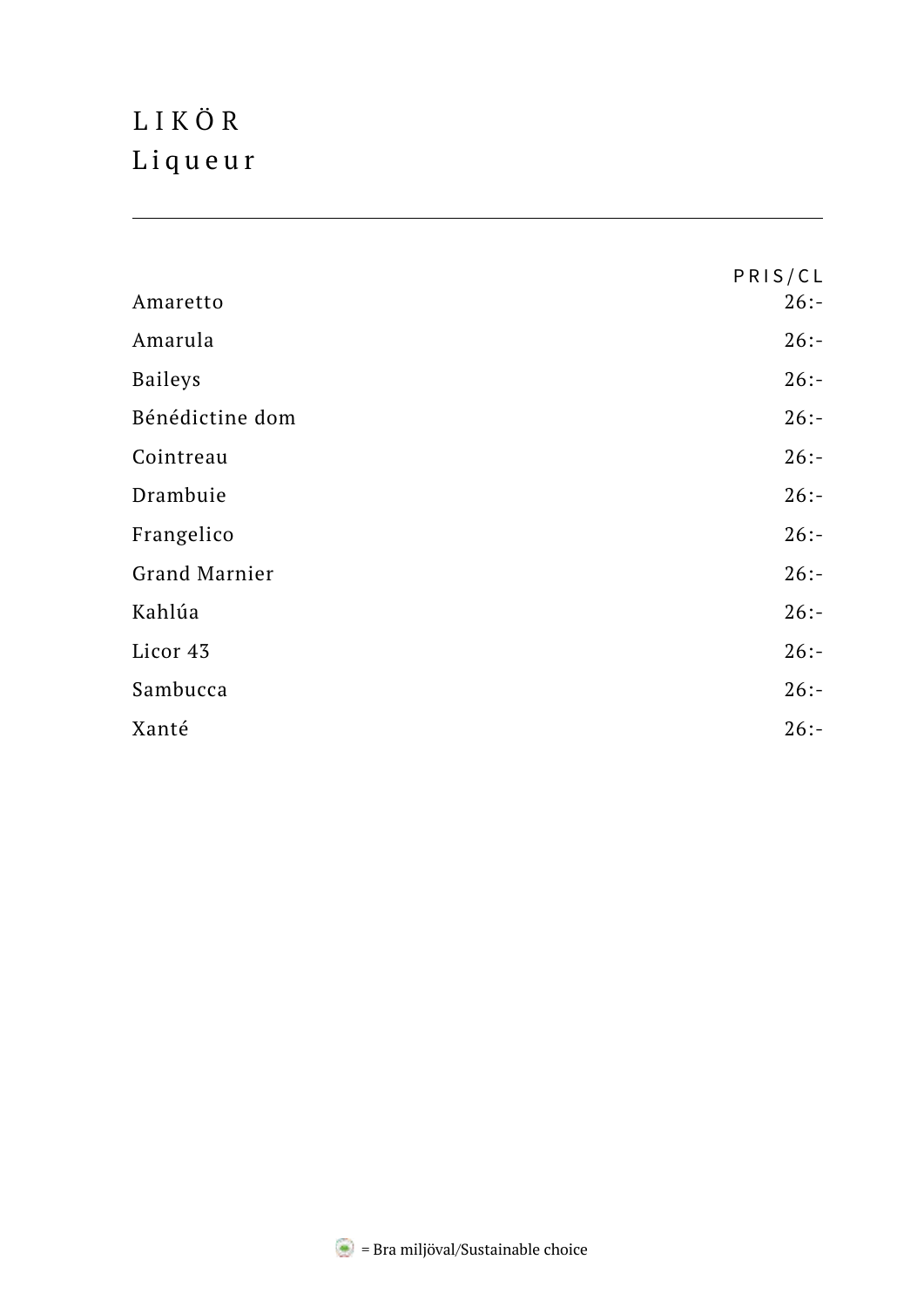# LIKÖR
## Liqueur

| | PRIS/CL |
|---|---|
| Amaretto | 26:- |
| Amarula | 26:- |
| Baileys | 26:- |
| Bénédictine dom | 26:- |
| Cointreau | 26:- |
| Drambuie | 26:- |
| Frangelico | 26:- |
| Grand Marnier | 26:- |
| Kahlúa | 26:- |
| Licor 43 | 26:- |
| Sambucca | 26:- |
| Xanté | 26:- |

= Bra miljöval/Sustainable choice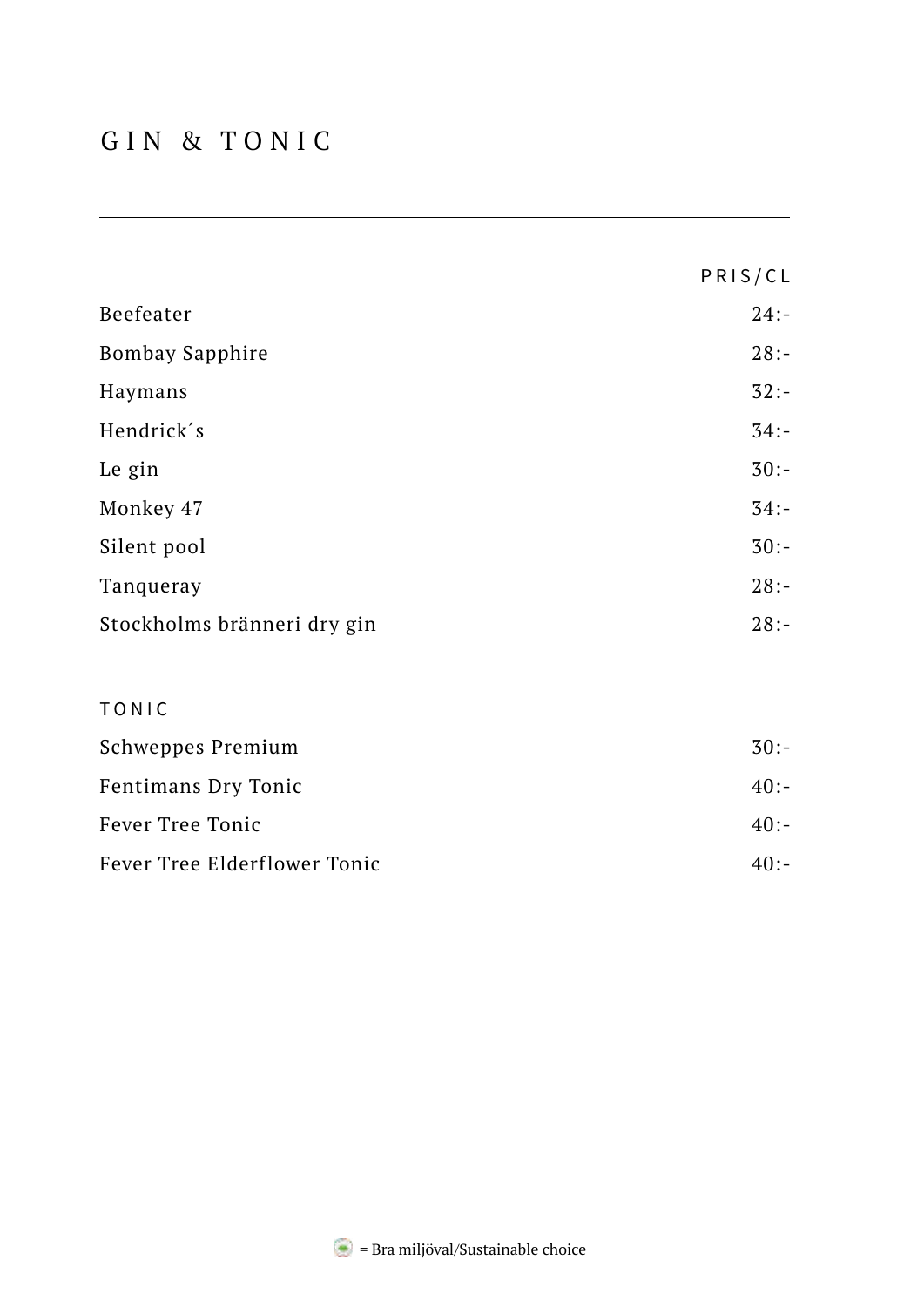# GIN & TONIC

| | PRIS/CL |
|---|---|
| Beefeater | 24:- |
| Bombay Sapphire | 28:- |
| Haymans | 32:- |
| Hendrick´s | 34:- |
| Le gin | 30:- |
| Monkey 47 | 34:- |
| Silent pool | 30:- |
| Tanqueray | 28:- |
| Stockholms bränneri dry gin | 28:- |

## TONIC

| | |
|---|---|
| Schweppes Premium | 30:- |
| Fentimans Dry Tonic | 40:- |
| Fever Tree Tonic | 40:- |
| Fever Tree Elderflower Tonic | 40:- |

= Bra miljöval/Sustainable choice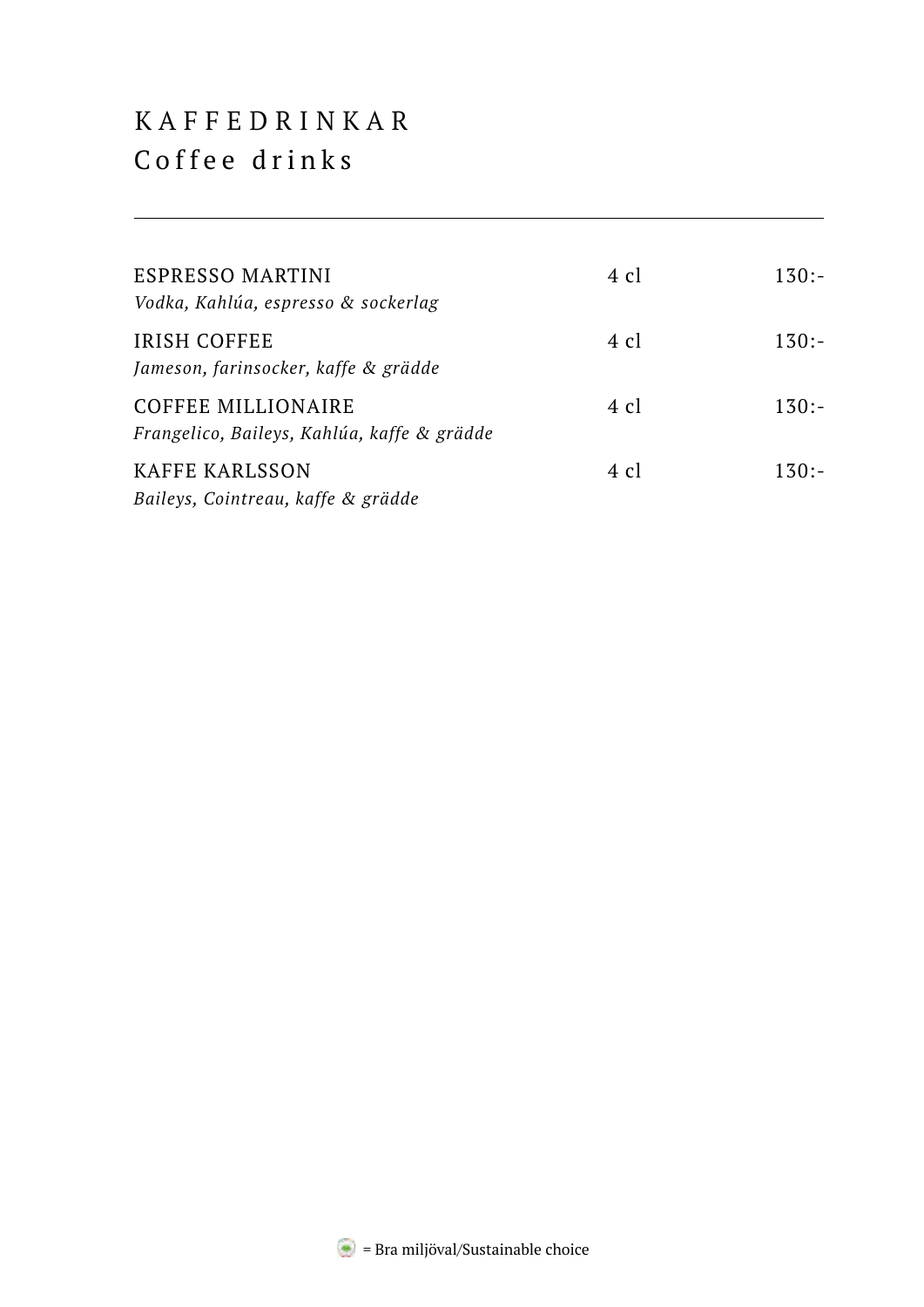# KAFFEDRINKAR
## Coffee drinks

---

| | | |
|---|---|---|
| ESPRESSO MARTINI<br>*Vodka, Kahlúa, espresso & sockerlag* | 4 cl | 130:- |
| IRISH COFFEE<br>*Jameson, farinsocker, kaffe & grädde* | 4 cl | 130:- |
| COFFEE MILLIONAIRE<br>*Frangelico, Baileys, Kahlúa, kaffe & grädde* | 4 cl | 130:- |
| KAFFE KARLSSON<br>*Baileys, Cointreau, kaffe & grädde* | 4 cl | 130:- |

= Bra miljöval/Sustainable choice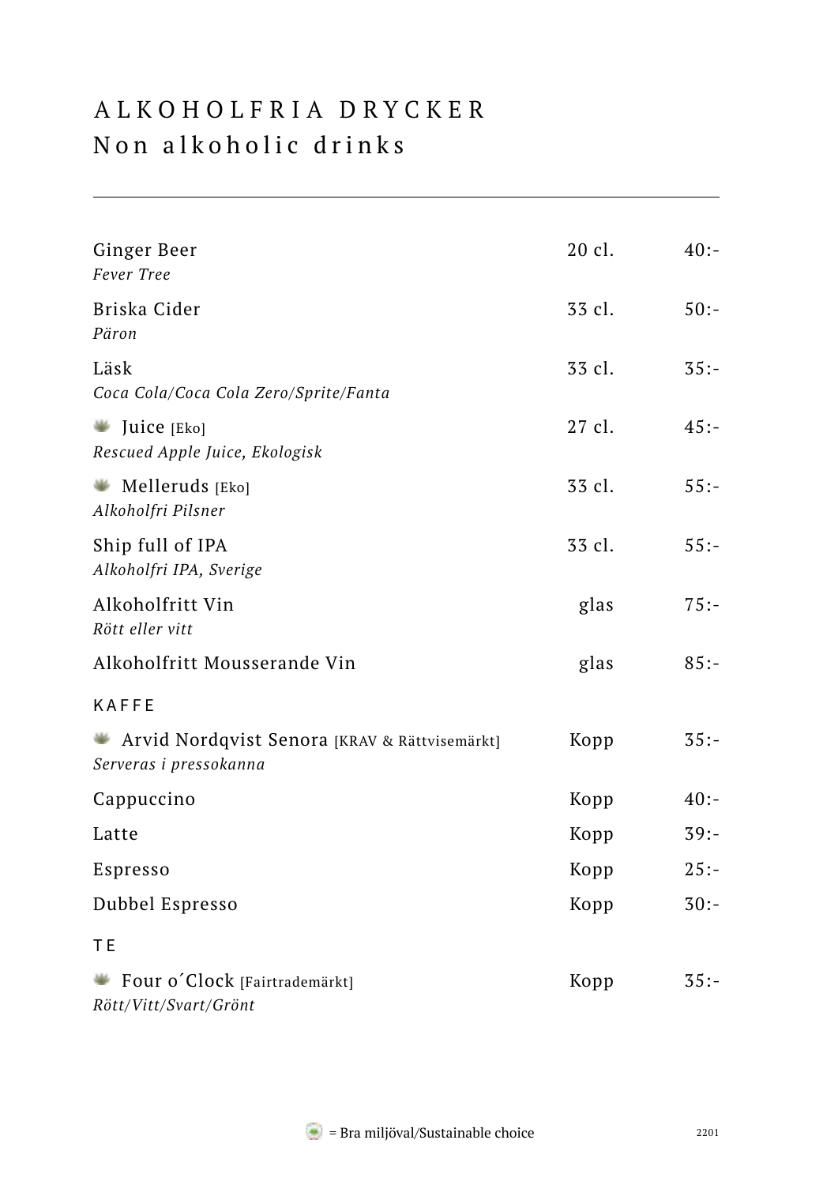# ALKOHOLFRIA DRYCKER
## Non alkoholic drinks

---

| | | |
|---|---|---|
| Ginger Beer<br>*Fever Tree* | 20 cl. | 40:- |
| Briska Cider<br>*Päron* | 33 cl. | 50:- |
| Läsk<br>*Coca Cola/Coca Cola Zero/Sprite/Fanta* | 33 cl. | 35:- |
| Juice [Eko]<br>*Rescued Apple Juice, Ekologisk* | 27 cl. | 45:- |
| Melleruds [Eko]<br>*Alkoholfri Pilsner* | 33 cl. | 55:- |
| Ship full of IPA<br>*Alkoholfri IPA, Sverige* | 33 cl. | 55:- |
| Alkoholfritt Vin<br>*Rött eller vitt* | glas | 75:- |
| Alkoholfritt Mousserande Vin | glas | 85:- |

### KAFFE

| | | |
|---|---|---|
| Arvid Nordqvist Senora [KRAV & Rättvisemärkt]<br>*Serveras i pressokanna* | Kopp | 35:- |
| Cappuccino | Kopp | 40:- |
| Latte | Kopp | 39:- |
| Espresso | Kopp | 25:- |
| Dubbel Espresso | Kopp | 30:- |

### TE

| | | |
|---|---|---|
| Four o´Clock [Fairtrademärkt]<br>*Rött/Vitt/Svart/Grönt* | Kopp | 35:- |

= Bra miljöval/Sustainable choice

2201